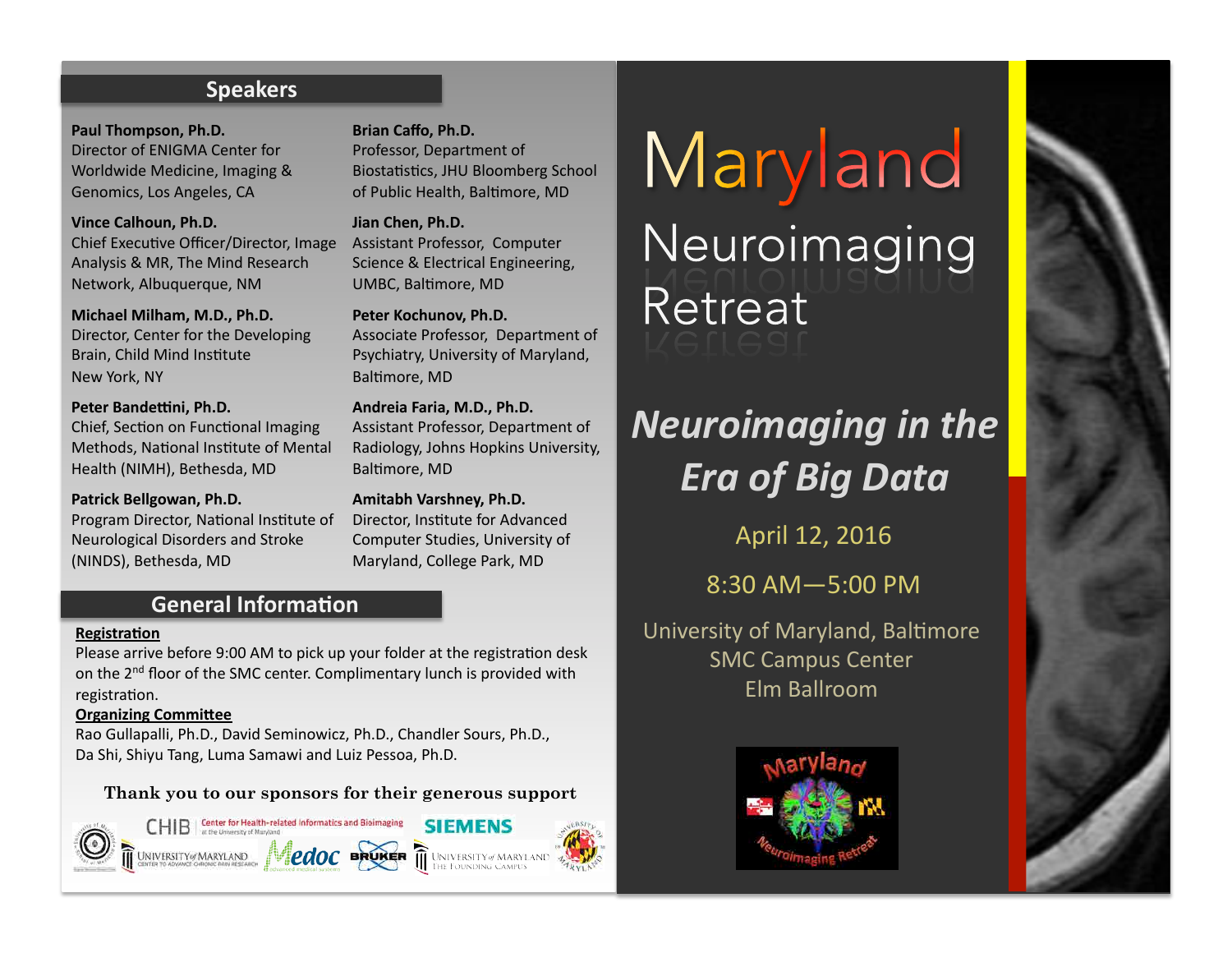## Speakers

**Paul Thompson, Ph.D.**
Director of ENIGMA Center for Worldwide Medicine, Imaging & Genomics, Los Angeles, CA

**Vince Calhoun, Ph.D.**
Chief Executive Officer/Director, Image Analysis & MR, The Mind Research Network, Albuquerque, NM

**Michael Milham, M.D., Ph.D.**
Director, Center for the Developing Brain, Child Mind Institute New York, NY

**Peter Bandettini, Ph.D.**
Chief, Section on Functional Imaging Methods, National Institute of Mental Health (NIMH), Bethesda, MD

**Patrick Bellgowan, Ph.D.**
Program Director, National Institute of Neurological Disorders and Stroke (NINDS), Bethesda, MD

**Brian Caffo, Ph.D.**
Professor, Department of Biostatistics, JHU Bloomberg School of Public Health, Baltimore, MD

**Jian Chen, Ph.D.**
Assistant Professor, Computer Science & Electrical Engineering, UMBC, Baltimore, MD

**Peter Kochunov, Ph.D.**
Associate Professor, Department of Psychiatry, University of Maryland, Baltimore, MD

**Andreia Faria, M.D., Ph.D.**
Assistant Professor, Department of Radiology, Johns Hopkins University, Baltimore, MD

**Amitabh Varshney, Ph.D.**
Director, Institute for Advanced Computer Studies, University of Maryland, College Park, MD

## General Information

**Registration**

Please arrive before 9:00 AM to pick up your folder at the registration desk on the 2nd floor of the SMC center. Complimentary lunch is provided with registration.

**Organizing Committee**

Rao Gullapalli, Ph.D., David Seminowicz, Ph.D., Chandler Sours, Ph.D., Da Shi, Shiyu Tang, Luma Samawi and Luiz Pessoa, Ph.D.

**Thank you to our sponsors for their generous support**

CHIB Center for Health-related Informatics and Bioimaging at the University of Maryland · SIEMENS · University of Maryland Center to Advance Chronic Pain Research · Medoc advanced medical systems · BRUKER · University of Maryland The Founding Campus

# Maryland Neuroimaging Retreat

## *Neuroimaging in the Era of Big Data*

April 12, 2016

8:30 AM—5:00 PM

University of Maryland, Baltimore
SMC Campus Center
Elm Ballroom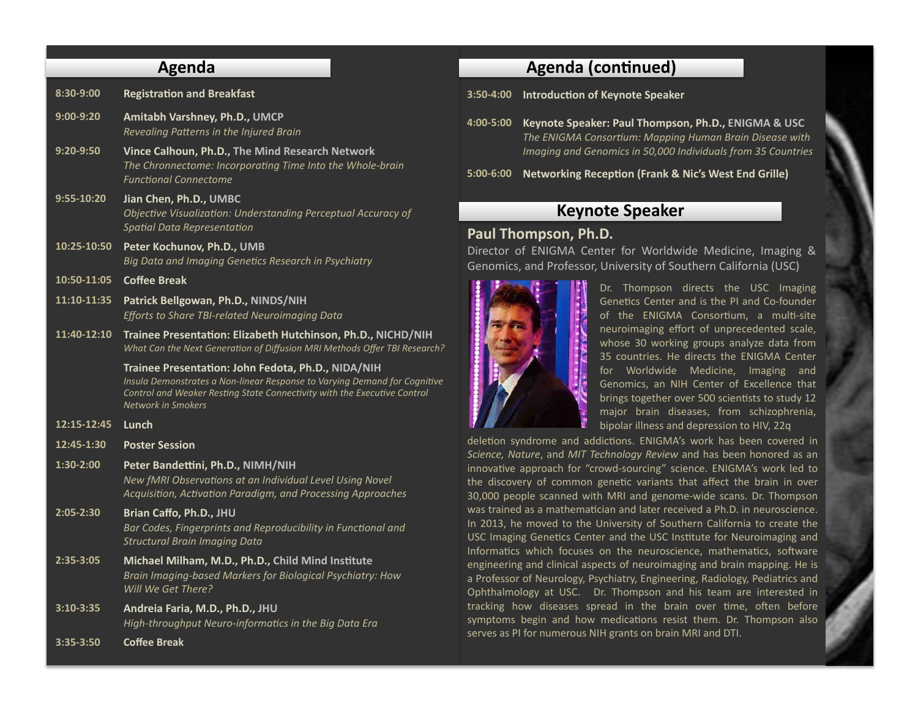## Agenda

**8:30-9:00** **Registration and Breakfast**

**9:00-9:20** **Amitabh Varshney, Ph.D.,** UMCP
*Revealing Patterns in the Injured Brain*

**9:20-9:50** **Vince Calhoun, Ph.D.,** The Mind Research Network
*The Chronnectome: Incorporating Time Into the Whole-brain Functional Connectome*

**9:55-10:20** **Jian Chen, Ph.D.,** UMBC
*Objective Visualization: Understanding Perceptual Accuracy of Spatial Data Representation*

**10:25-10:50** **Peter Kochunov, Ph.D.,** UMB
*Big Data and Imaging Genetics Research in Psychiatry*

**10:50-11:05** **Coffee Break**

**11:10-11:35** **Patrick Bellgowan, Ph.D.,** NINDS/NIH
*Efforts to Share TBI-related Neuroimaging Data*

**11:40-12:10** **Trainee Presentation: Elizabeth Hutchinson, Ph.D.,** NICHD/NIH
*What Can the Next Generation of Diffusion MRI Methods Offer TBI Research?*

**Trainee Presentation: John Fedota, Ph.D.,** NIDA/NIH
*Insula Demonstrates a Non-linear Response to Varying Demand for Cognitive Control and Weaker Resting State Connectivity with the Executive Control Network in Smokers*

**12:15-12:45** **Lunch**

**12:45-1:30** **Poster Session**

**1:30-2:00** **Peter Bandettini, Ph.D.,** NIMH/NIH
*New fMRI Observations at an Individual Level Using Novel Acquisition, Activation Paradigm, and Processing Approaches*

**2:05-2:30** **Brian Caffo, Ph.D.,** JHU
*Bar Codes, Fingerprints and Reproducibility in Functional and Structural Brain Imaging Data*

**2:35-3:05** **Michael Milham, M.D., Ph.D.,** Child Mind Institute
*Brain Imaging-based Markers for Biological Psychiatry: How Will We Get There?*

**3:10-3:35** **Andreia Faria, M.D., Ph.D.,** JHU
*High-throughput Neuro-informatics in the Big Data Era*

**3:35-3:50** **Coffee Break**

## Agenda (continued)

**3:50-4:00** **Introduction of Keynote Speaker**

**4:00-5:00** **Keynote Speaker: Paul Thompson, Ph.D.,** ENIGMA & USC
*The ENIGMA Consortium: Mapping Human Brain Disease with Imaging and Genomics in 50,000 Individuals from 35 Countries*

**5:00-6:00** **Networking Reception (Frank & Nic's West End Grille)**

## Keynote Speaker

### Paul Thompson, Ph.D.

Director of ENIGMA Center for Worldwide Medicine, Imaging & Genomics, and Professor, University of Southern California (USC)

Dr. Thompson directs the USC Imaging Genetics Center and is the PI and Co-founder of the ENIGMA Consortium, a multi-site neuroimaging effort of unprecedented scale, whose 30 working groups analyze data from 35 countries. He directs the ENIGMA Center for Worldwide Medicine, Imaging and Genomics, an NIH Center of Excellence that brings together over 500 scientists to study 12 major brain diseases, from schizophrenia, bipolar illness and depression to HIV, 22q deletion syndrome and addictions. ENIGMA's work has been covered in *Science, Nature*, and *MIT Technology Review* and has been honored as an innovative approach for "crowd-sourcing" science. ENIGMA's work led to the discovery of common genetic variants that affect the brain in over 30,000 people scanned with MRI and genome-wide scans. Dr. Thompson was trained as a mathematician and later received a Ph.D. in neuroscience. In 2013, he moved to the University of Southern California to create the USC Imaging Genetics Center and the USC Institute for Neuroimaging and Informatics which focuses on the neuroscience, mathematics, software engineering and clinical aspects of neuroimaging and brain mapping. He is a Professor of Neurology, Psychiatry, Engineering, Radiology, Pediatrics and Ophthalmology at USC. Dr. Thompson and his team are interested in tracking how diseases spread in the brain over time, often before symptoms begin and how medications resist them. Dr. Thompson also serves as PI for numerous NIH grants on brain MRI and DTI.